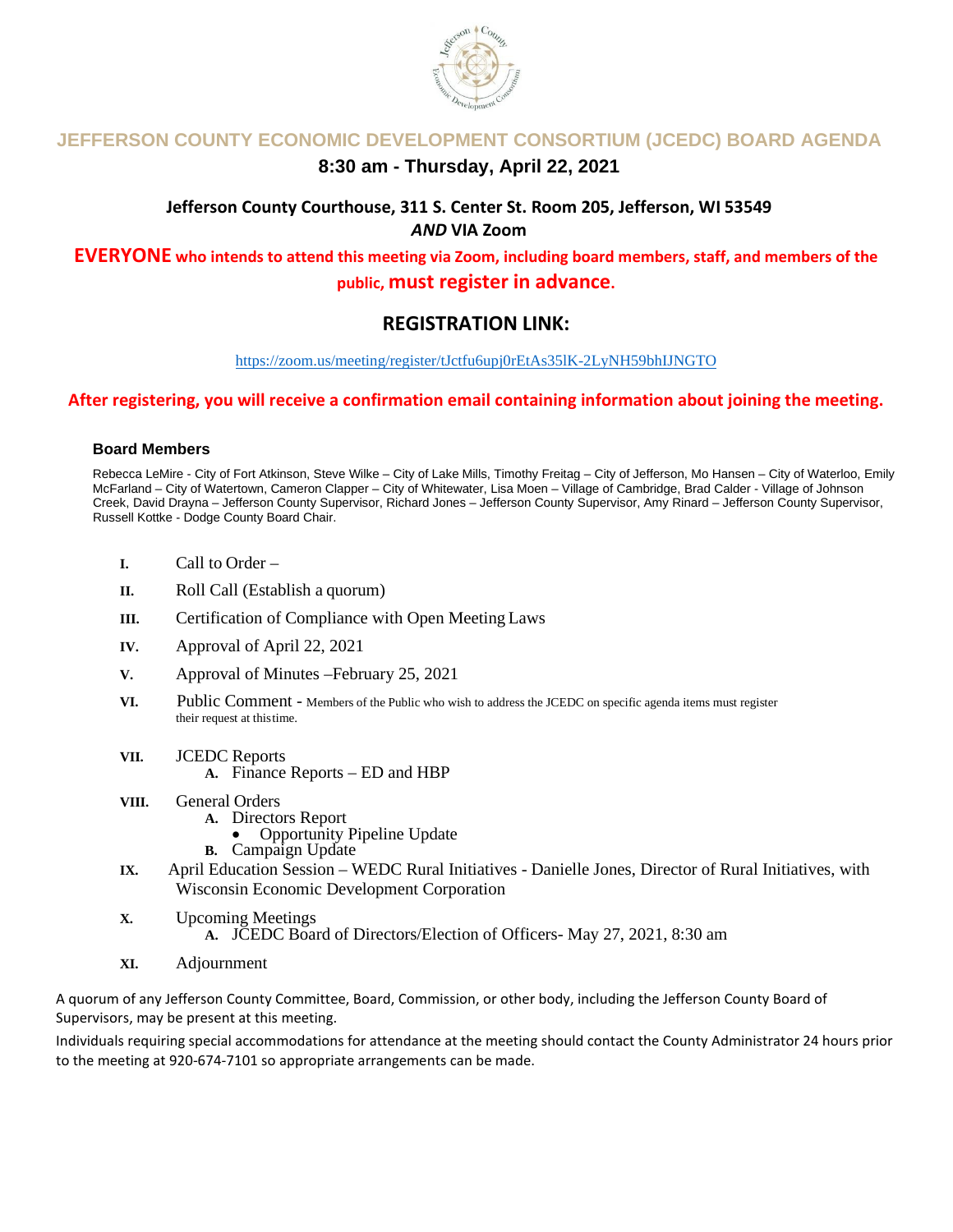# JEFFERSON COUNTY ECONOMIC DEVELOPMENT CONSORTIUM (JCEDC) BOARD AGENDA

## 8:30 am - Thursday, April 22, 2021

### Jefferson County Courthouse, 311 S. Center St. Room 205, Jefferson, WI 53549
### *AND* VIA Zoom

**EVERYONE who intends to attend this meeting via Zoom, including board members, staff, and members of the public, must register in advance.**

## REGISTRATION LINK:

https://zoom.us/meeting/register/tJctfu6upj0rEtAs35lK-2LyNH59bhIJNGTO

**After registering, you will receive a confirmation email containing information about joining the meeting.**

### Board Members

Rebecca LeMire - City of Fort Atkinson, Steve Wilke – City of Lake Mills, Timothy Freitag – City of Jefferson, Mo Hansen – City of Waterloo, Emily McFarland – City of Watertown, Cameron Clapper – City of Whitewater, Lisa Moen – Village of Cambridge, Brad Calder - Village of Johnson Creek, David Drayna – Jefferson County Supervisor, Richard Jones – Jefferson County Supervisor, Amy Rinard – Jefferson County Supervisor, Russell Kottke - Dodge County Board Chair.

- **I.** Call to Order –
- **II.** Roll Call (Establish a quorum)
- **III.** Certification of Compliance with Open Meeting Laws
- **IV.** Approval of April 22, 2021
- **V.** Approval of Minutes –February 25, 2021
- **VI.** Public Comment - Members of the Public who wish to address the JCEDC on specific agenda items must register their request at this time.
- **VII.** JCEDC Reports
  - **A.** Finance Reports – ED and HBP
- **VIII.** General Orders
  - **A.** Directors Report
    - Opportunity Pipeline Update
  - **B.** Campaign Update
- **IX.** April Education Session – WEDC Rural Initiatives - Danielle Jones, Director of Rural Initiatives, with Wisconsin Economic Development Corporation
- **X.** Upcoming Meetings
  - **A.** JCEDC Board of Directors/Election of Officers- May 27, 2021, 8:30 am
- **XI.** Adjournment

A quorum of any Jefferson County Committee, Board, Commission, or other body, including the Jefferson County Board of Supervisors, may be present at this meeting.

Individuals requiring special accommodations for attendance at the meeting should contact the County Administrator 24 hours prior to the meeting at 920-674-7101 so appropriate arrangements can be made.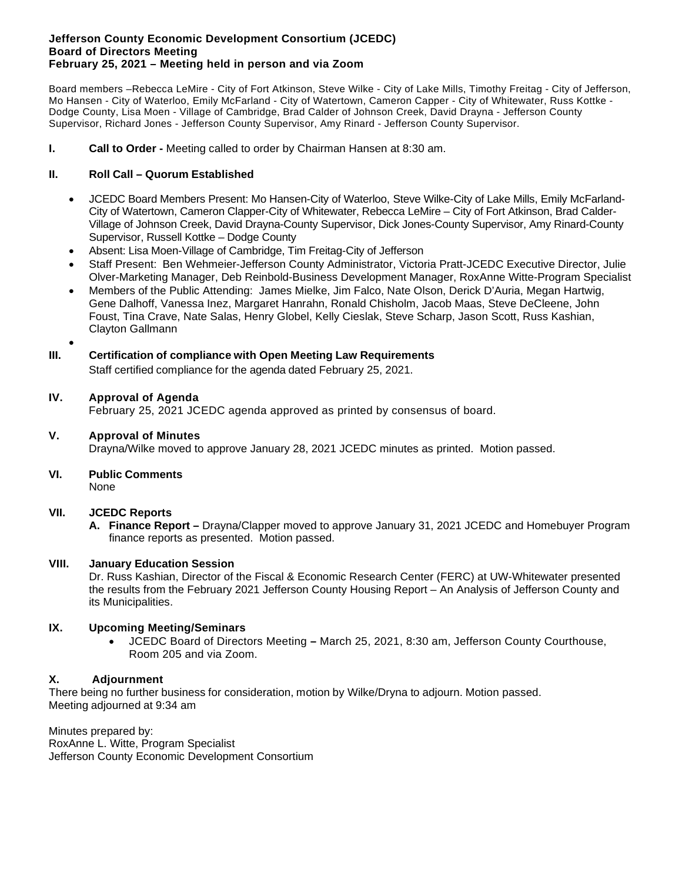**Jefferson County Economic Development Consortium (JCEDC)**
**Board of Directors Meeting**
**February 25, 2021 – Meeting held in person and via Zoom**

Board members –Rebecca LeMire - City of Fort Atkinson, Steve Wilke - City of Lake Mills, Timothy Freitag - City of Jefferson, Mo Hansen - City of Waterloo, Emily McFarland - City of Watertown, Cameron Capper - City of Whitewater, Russ Kottke - Dodge County, Lisa Moen - Village of Cambridge, Brad Calder of Johnson Creek, David Drayna - Jefferson County Supervisor, Richard Jones - Jefferson County Supervisor, Amy Rinard - Jefferson County Supervisor.

**I. Call to Order -** Meeting called to order by Chairman Hansen at 8:30 am.

**II. Roll Call – Quorum Established**

- JCEDC Board Members Present: Mo Hansen-City of Waterloo, Steve Wilke-City of Lake Mills, Emily McFarland-City of Watertown, Cameron Clapper-City of Whitewater, Rebecca LeMire – City of Fort Atkinson, Brad Calder-Village of Johnson Creek, David Drayna-County Supervisor, Dick Jones-County Supervisor, Amy Rinard-County Supervisor, Russell Kottke – Dodge County
- Absent: Lisa Moen-Village of Cambridge, Tim Freitag-City of Jefferson
- Staff Present: Ben Wehmeier-Jefferson County Administrator, Victoria Pratt-JCEDC Executive Director, Julie Olver-Marketing Manager, Deb Reinbold-Business Development Manager, RoxAnne Witte-Program Specialist
- Members of the Public Attending: James Mielke, Jim Falco, Nate Olson, Derick D'Auria, Megan Hartwig, Gene Dalhoff, Vanessa Inez, Margaret Hanrahn, Ronald Chisholm, Jacob Maas, Steve DeCleene, John Foust, Tina Crave, Nate Salas, Henry Globel, Kelly Cieslak, Steve Scharp, Jason Scott, Russ Kashian, Clayton Gallmann

**III. Certification of compliance with Open Meeting Law Requirements**
Staff certified compliance for the agenda dated February 25, 2021.

**IV. Approval of Agenda**
February 25, 2021 JCEDC agenda approved as printed by consensus of board.

**V. Approval of Minutes**
Drayna/Wilke moved to approve January 28, 2021 JCEDC minutes as printed. Motion passed.

**VI. Public Comments**
None

**VII. JCEDC Reports**

**A. Finance Report –** Drayna/Clapper moved to approve January 31, 2021 JCEDC and Homebuyer Program finance reports as presented. Motion passed.

**VIII. January Education Session**
Dr. Russ Kashian, Director of the Fiscal & Economic Research Center (FERC) at UW-Whitewater presented the results from the February 2021 Jefferson County Housing Report – An Analysis of Jefferson County and its Municipalities.

**IX. Upcoming Meeting/Seminars**

- JCEDC Board of Directors Meeting **–** March 25, 2021, 8:30 am, Jefferson County Courthouse, Room 205 and via Zoom.

**X. Adjournment**
There being no further business for consideration, motion by Wilke/Dryna to adjourn. Motion passed.
Meeting adjourned at 9:34 am

Minutes prepared by:
RoxAnne L. Witte, Program Specialist
Jefferson County Economic Development Consortium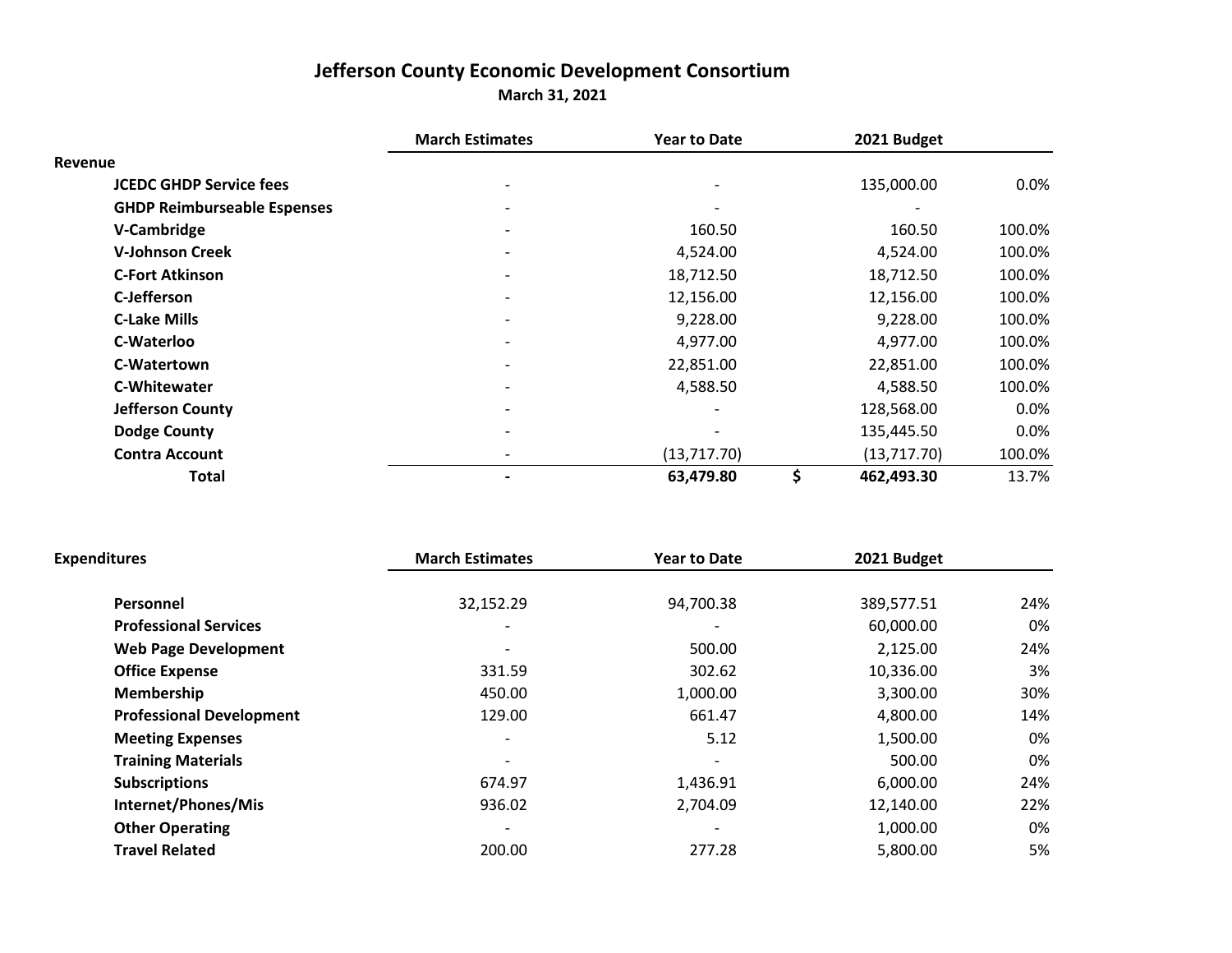# Jefferson County Economic Development Consortium

**March 31, 2021**

| Revenue | March Estimates | Year to Date | 2021 Budget | |
|---|---|---|---|---|
| JCEDC GHDP Service fees | - | - | 135,000.00 | 0.0% |
| GHDP Reimburseable Espenses | - | - | - | |
| V-Cambridge | - | 160.50 | 160.50 | 100.0% |
| V-Johnson Creek | - | 4,524.00 | 4,524.00 | 100.0% |
| C-Fort Atkinson | - | 18,712.50 | 18,712.50 | 100.0% |
| C-Jefferson | - | 12,156.00 | 12,156.00 | 100.0% |
| C-Lake Mills | - | 9,228.00 | 9,228.00 | 100.0% |
| C-Waterloo | - | 4,977.00 | 4,977.00 | 100.0% |
| C-Watertown | - | 22,851.00 | 22,851.00 | 100.0% |
| C-Whitewater | - | 4,588.50 | 4,588.50 | 100.0% |
| Jefferson County | - | - | 128,568.00 | 0.0% |
| Dodge County | - | - | 135,445.50 | 0.0% |
| Contra Account | - | (13,717.70) | (13,717.70) | 100.0% |
| **Total** | **-** | **63,479.80** | **$ 462,493.30** | 13.7% |

| Expenditures | March Estimates | Year to Date | 2021 Budget | |
|---|---|---|---|---|
| Personnel | 32,152.29 | 94,700.38 | 389,577.51 | 24% |
| Professional Services | - | - | 60,000.00 | 0% |
| Web Page Development | - | 500.00 | 2,125.00 | 24% |
| Office Expense | 331.59 | 302.62 | 10,336.00 | 3% |
| Membership | 450.00 | 1,000.00 | 3,300.00 | 30% |
| Professional Development | 129.00 | 661.47 | 4,800.00 | 14% |
| Meeting Expenses | - | 5.12 | 1,500.00 | 0% |
| Training Materials | - | - | 500.00 | 0% |
| Subscriptions | 674.97 | 1,436.91 | 6,000.00 | 24% |
| Internet/Phones/Mis | 936.02 | 2,704.09 | 12,140.00 | 22% |
| Other Operating | - | - | 1,000.00 | 0% |
| Travel Related | 200.00 | 277.28 | 5,800.00 | 5% |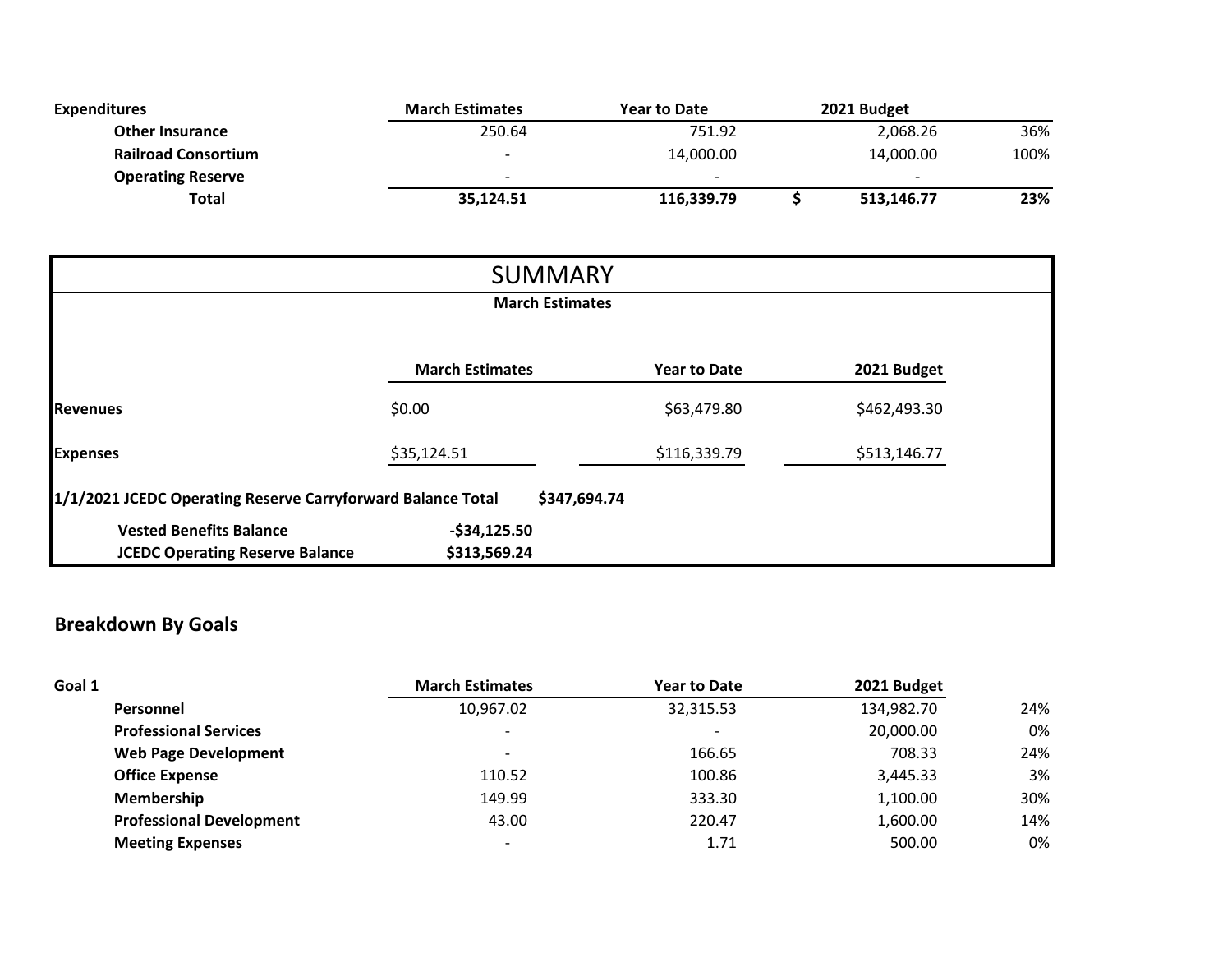| Expenditures | March Estimates | Year to Date | 2021 Budget | |
|---|---|---|---|---|
| Other Insurance | 250.64 | 751.92 | 2,068.26 | 36% |
| Railroad Consortium | - | 14,000.00 | 14,000.00 | 100% |
| Operating Reserve | - | - | - | |
| **Total** | **35,124.51** | **116,339.79** | **$ 513,146.77** | **23%** |

## SUMMARY

**March Estimates**

| | March Estimates | Year to Date | 2021 Budget |
|---|---|---|---|
| **Revenues** | $0.00 | $63,479.80 | $462,493.30 |
| **Expenses** | $35,124.51 | $116,339.79 | $513,146.77 |

**1/1/2021 JCEDC Operating Reserve Carryforward Balance Total** **$347,694.74**

| | |
|---|---|
| **Vested Benefits Balance** | **-$34,125.50** |
| **JCEDC Operating Reserve Balance** | **$313,569.24** |

## Breakdown By Goals

| Goal 1 | March Estimates | Year to Date | 2021 Budget | |
|---|---|---|---|---|
| Personnel | 10,967.02 | 32,315.53 | 134,982.70 | 24% |
| Professional Services | - | - | 20,000.00 | 0% |
| Web Page Development | - | 166.65 | 708.33 | 24% |
| Office Expense | 110.52 | 100.86 | 3,445.33 | 3% |
| Membership | 149.99 | 333.30 | 1,100.00 | 30% |
| Professional Development | 43.00 | 220.47 | 1,600.00 | 14% |
| Meeting Expenses | - | 1.71 | 500.00 | 0% |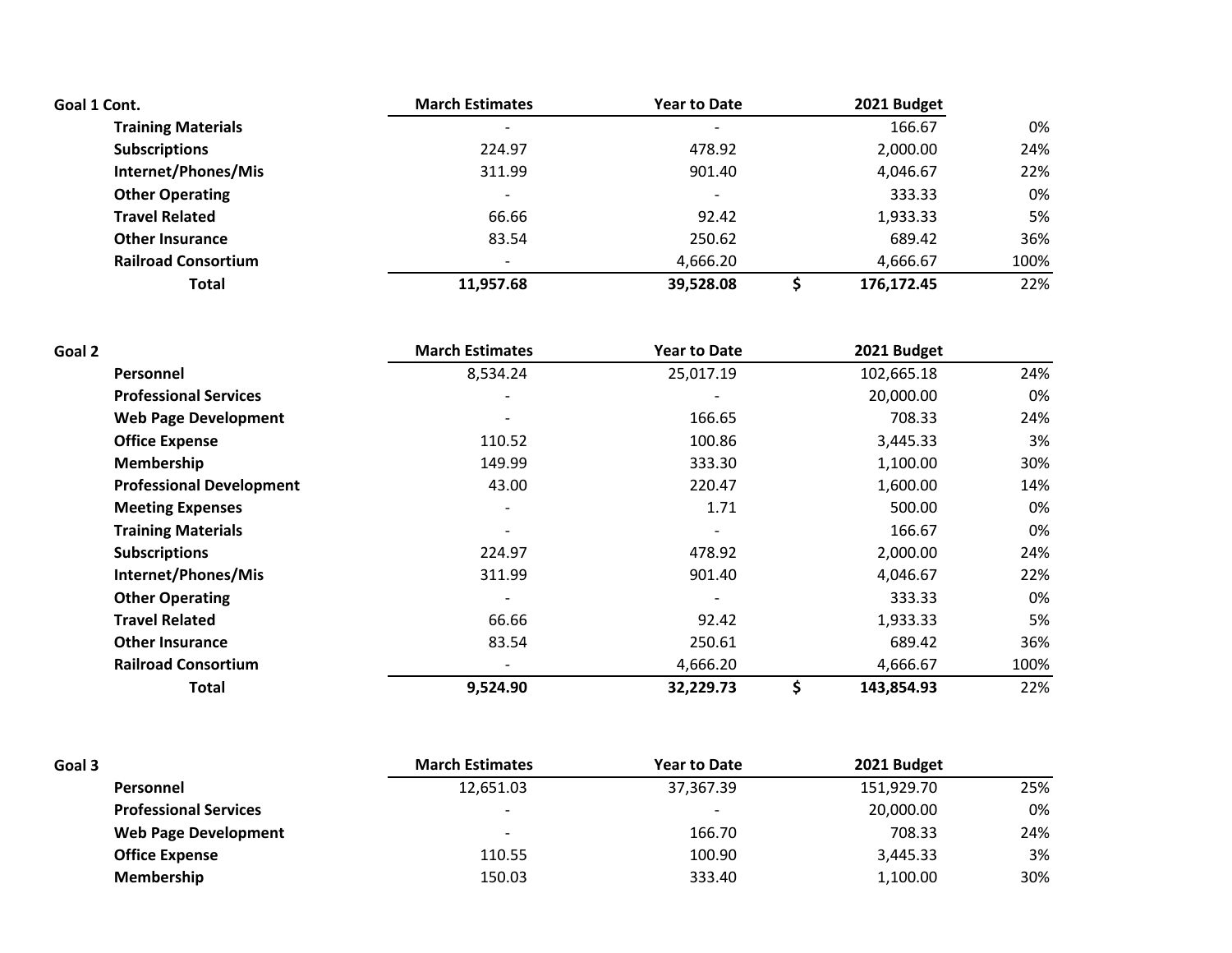| Goal 1 Cont. | March Estimates | Year to Date | 2021 Budget | |
|---|---|---|---|---|
| **Training Materials** | - | - | 166.67 | 0% |
| **Subscriptions** | 224.97 | 478.92 | 2,000.00 | 24% |
| **Internet/Phones/Mis** | 311.99 | 901.40 | 4,046.67 | 22% |
| **Other Operating** | - | - | 333.33 | 0% |
| **Travel Related** | 66.66 | 92.42 | 1,933.33 | 5% |
| **Other Insurance** | 83.54 | 250.62 | 689.42 | 36% |
| **Railroad Consortium** | - | 4,666.20 | 4,666.67 | 100% |
| **Total** | **11,957.68** | **39,528.08** | **$ 176,172.45** | 22% |

| Goal 2 | March Estimates | Year to Date | 2021 Budget | |
|---|---|---|---|---|
| **Personnel** | 8,534.24 | 25,017.19 | 102,665.18 | 24% |
| **Professional Services** | - | - | 20,000.00 | 0% |
| **Web Page Development** | - | 166.65 | 708.33 | 24% |
| **Office Expense** | 110.52 | 100.86 | 3,445.33 | 3% |
| **Membership** | 149.99 | 333.30 | 1,100.00 | 30% |
| **Professional Development** | 43.00 | 220.47 | 1,600.00 | 14% |
| **Meeting Expenses** | - | 1.71 | 500.00 | 0% |
| **Training Materials** | - | - | 166.67 | 0% |
| **Subscriptions** | 224.97 | 478.92 | 2,000.00 | 24% |
| **Internet/Phones/Mis** | 311.99 | 901.40 | 4,046.67 | 22% |
| **Other Operating** | - | - | 333.33 | 0% |
| **Travel Related** | 66.66 | 92.42 | 1,933.33 | 5% |
| **Other Insurance** | 83.54 | 250.61 | 689.42 | 36% |
| **Railroad Consortium** | - | 4,666.20 | 4,666.67 | 100% |
| **Total** | **9,524.90** | **32,229.73** | **$ 143,854.93** | 22% |

| Goal 3 | March Estimates | Year to Date | 2021 Budget | |
|---|---|---|---|---|
| **Personnel** | 12,651.03 | 37,367.39 | 151,929.70 | 25% |
| **Professional Services** | - | - | 20,000.00 | 0% |
| **Web Page Development** | - | 166.70 | 708.33 | 24% |
| **Office Expense** | 110.55 | 100.90 | 3,445.33 | 3% |
| **Membership** | 150.03 | 333.40 | 1,100.00 | 30% |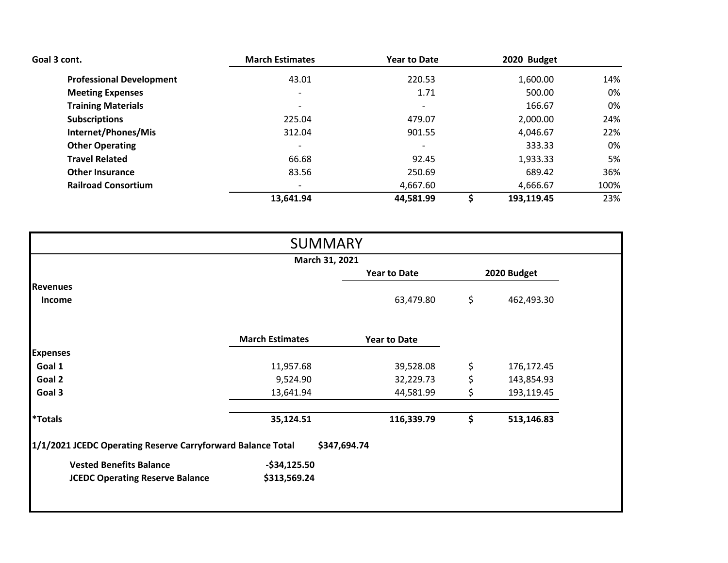| Goal 3 cont. | March Estimates | Year to Date | 2020 Budget | |
|---|---|---|---|---|
| **Professional Development** | 43.01 | 220.53 | 1,600.00 | 14% |
| **Meeting Expenses** | - | 1.71 | 500.00 | 0% |
| **Training Materials** | - | - | 166.67 | 0% |
| **Subscriptions** | 225.04 | 479.07 | 2,000.00 | 24% |
| **Internet/Phones/Mis** | 312.04 | 901.55 | 4,046.67 | 22% |
| **Other Operating** | - | - | 333.33 | 0% |
| **Travel Related** | 66.68 | 92.45 | 1,933.33 | 5% |
| **Other Insurance** | 83.56 | 250.69 | 689.42 | 36% |
| **Railroad Consortium** | - | 4,667.60 | 4,666.67 | 100% |
| | **13,641.94** | **44,581.99** | **$ 193,119.45** | 23% |

# SUMMARY

**March 31, 2021**

| | | Year to Date | 2020 Budget |
|---|---|---|---|
| **Revenues** | | | |
| **Income** | | 63,479.80 | $ 462,493.30 |

| | March Estimates | Year to Date | |
|---|---|---|---|
| **Expenses** | | | |
| **Goal 1** | 11,957.68 | 39,528.08 | $ 176,172.45 |
| **Goal 2** | 9,524.90 | 32,229.73 | $ 143,854.93 |
| **Goal 3** | 13,641.94 | 44,581.99 | $ 193,119.45 |
| ***Totals** | **35,124.51** | **116,339.79** | **$ 513,146.83** |

**1/1/2021 JCEDC Operating Reserve Carryforward Balance Total** **$347,694.74**

| | |
|---|---|
| **Vested Benefits Balance** | **-$34,125.50** |
| **JCEDC Operating Reserve Balance** | **$313,569.24** |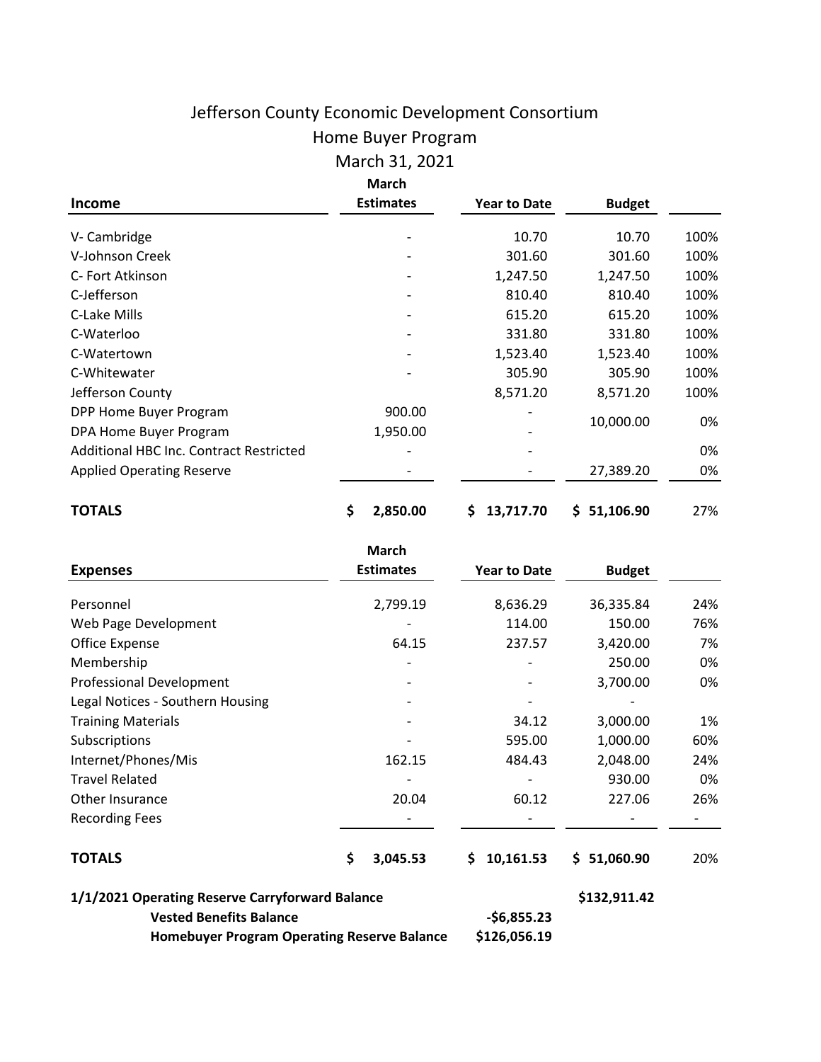# Jefferson County Economic Development Consortium
## Home Buyer Program
## March 31, 2021

| Income | March Estimates | Year to Date | Budget | |
|---|---|---|---|---|
| V- Cambridge | - | 10.70 | 10.70 | 100% |
| V-Johnson Creek | - | 301.60 | 301.60 | 100% |
| C- Fort Atkinson | - | 1,247.50 | 1,247.50 | 100% |
| C-Jefferson | - | 810.40 | 810.40 | 100% |
| C-Lake Mills | - | 615.20 | 615.20 | 100% |
| C-Waterloo | - | 331.80 | 331.80 | 100% |
| C-Watertown | - | 1,523.40 | 1,523.40 | 100% |
| C-Whitewater | - | 305.90 | 305.90 | 100% |
| Jefferson County | | 8,571.20 | 8,571.20 | 100% |
| DPP Home Buyer Program | 900.00 | - | 10,000.00 | 0% |
| DPA Home Buyer Program | 1,950.00 | - | | |
| Additional HBC Inc. Contract Restricted | - | - | | 0% |
| Applied Operating Reserve | - | - | 27,389.20 | 0% |
| **TOTALS** | **$ 2,850.00** | **$ 13,717.70** | **$ 51,106.90** | 27% |

| Expenses | March Estimates | Year to Date | Budget | |
|---|---|---|---|---|
| Personnel | 2,799.19 | 8,636.29 | 36,335.84 | 24% |
| Web Page Development | - | 114.00 | 150.00 | 76% |
| Office Expense | 64.15 | 237.57 | 3,420.00 | 7% |
| Membership | - | - | 250.00 | 0% |
| Professional Development | - | - | 3,700.00 | 0% |
| Legal Notices - Southern Housing | - | - | - | |
| Training Materials | - | 34.12 | 3,000.00 | 1% |
| Subscriptions | - | 595.00 | 1,000.00 | 60% |
| Internet/Phones/Mis | 162.15 | 484.43 | 2,048.00 | 24% |
| Travel Related | - | - | 930.00 | 0% |
| Other Insurance | 20.04 | 60.12 | 227.06 | 26% |
| Recording Fees | - | - | - | - |
| **TOTALS** | **$ 3,045.53** | **$ 10,161.53** | **$ 51,060.90** | 20% |

**1/1/2021 Operating Reserve Carryforward Balance** **$132,911.42**

**Vested Benefits Balance** **-$6,855.23**

**Homebuyer Program Operating Reserve Balance** **$126,056.19**